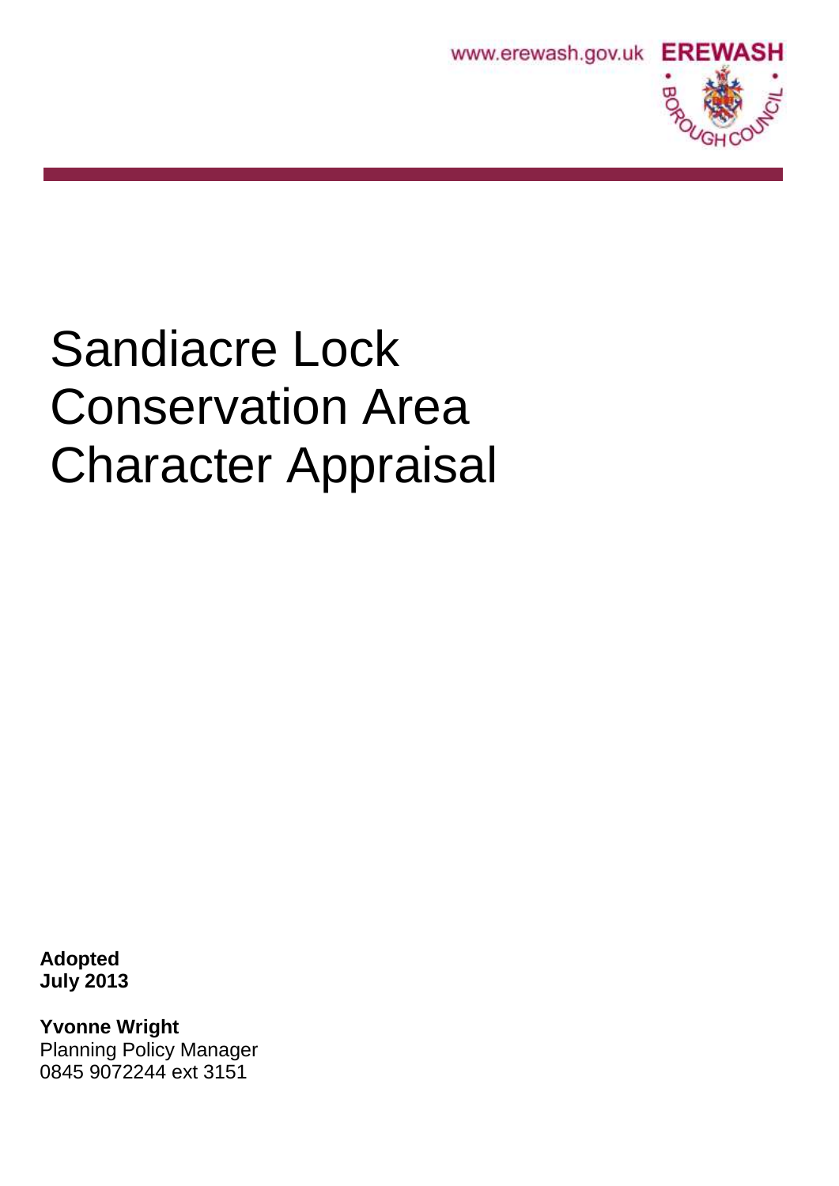www.erewash.gov.uk **EREWASH** BOROUGH COUNCIL

# Sandiacre Lock Conservation Area Character Appraisal

**Adopted**
**July 2013**

**Yvonne Wright**
Planning Policy Manager
0845 9072244 ext 3151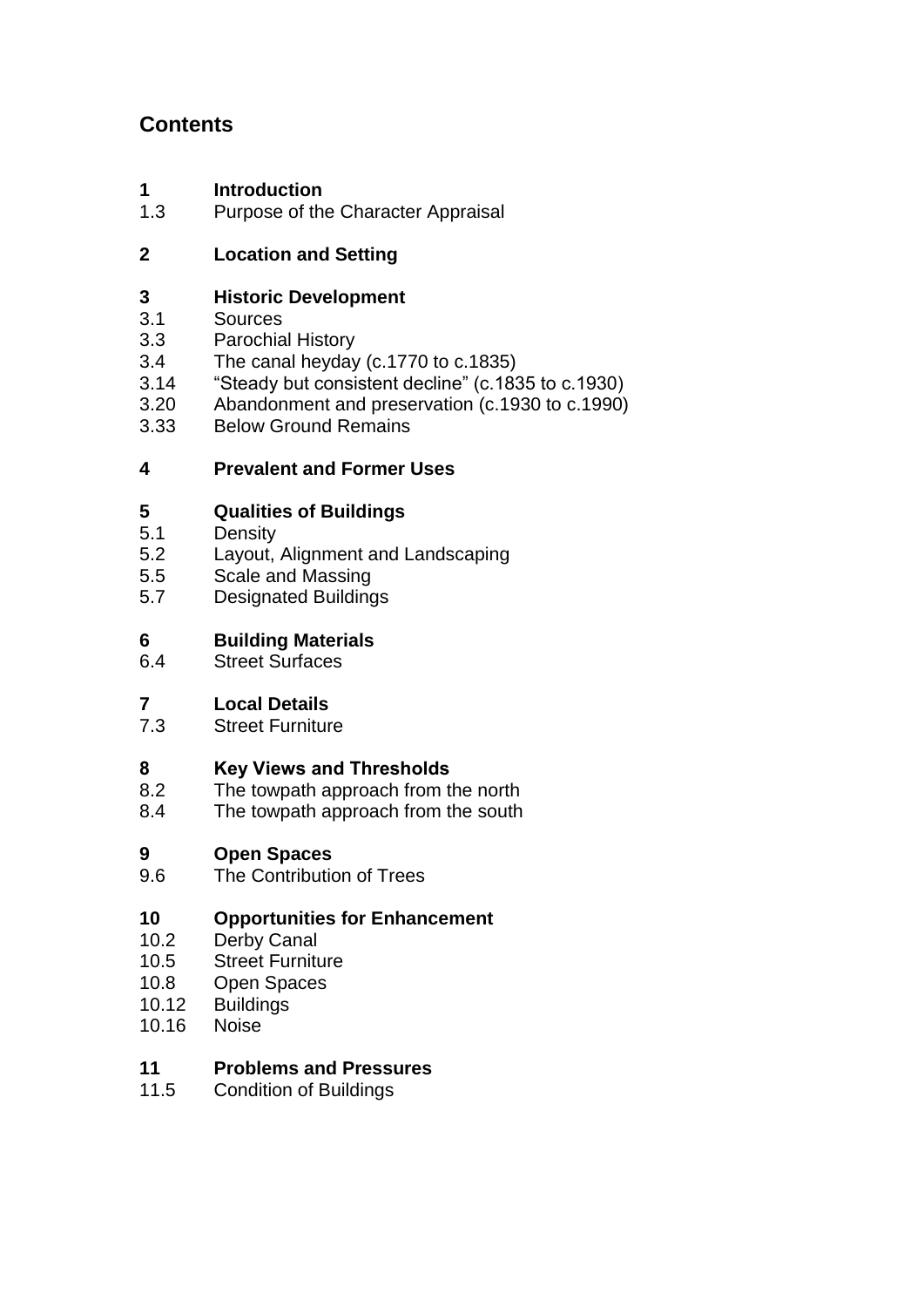## Contents

**1 Introduction**
1.3 Purpose of the Character Appraisal

**2 Location and Setting**

**3 Historic Development**
3.1 Sources
3.3 Parochial History
3.4 The canal heyday (c.1770 to c.1835)
3.14 "Steady but consistent decline" (c.1835 to c.1930)
3.20 Abandonment and preservation (c.1930 to c.1990)
3.33 Below Ground Remains

**4 Prevalent and Former Uses**

**5 Qualities of Buildings**
5.1 Density
5.2 Layout, Alignment and Landscaping
5.5 Scale and Massing
5.7 Designated Buildings

**6 Building Materials**
6.4 Street Surfaces

**7 Local Details**
7.3 Street Furniture

**8 Key Views and Thresholds**
8.2 The towpath approach from the north
8.4 The towpath approach from the south

**9 Open Spaces**
9.6 The Contribution of Trees

**10 Opportunities for Enhancement**
10.2 Derby Canal
10.5 Street Furniture
10.8 Open Spaces
10.12 Buildings
10.16 Noise

**11 Problems and Pressures**
11.5 Condition of Buildings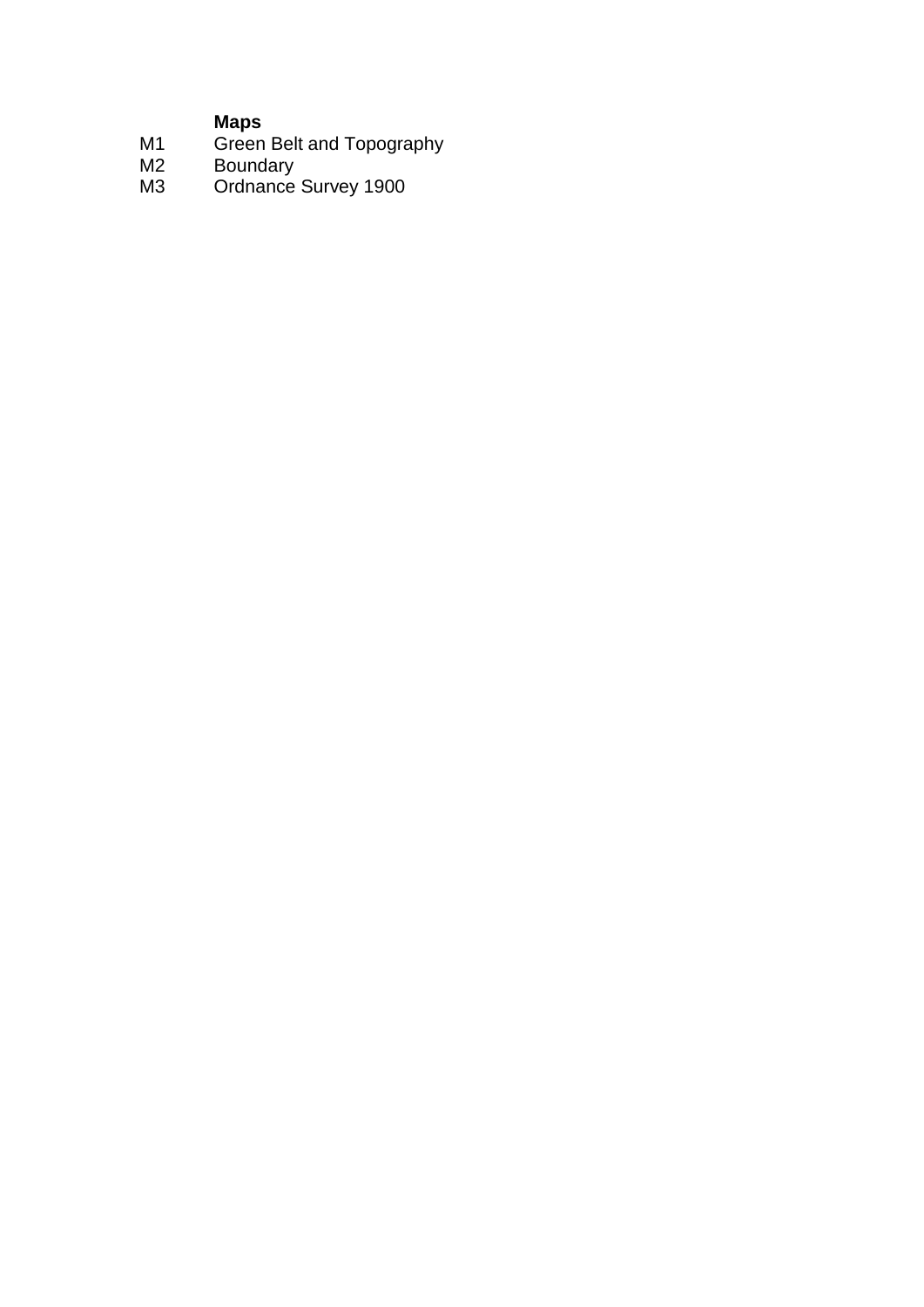**Maps**

| | |
|---|---|
| M1 | Green Belt and Topography |
| M2 | Boundary |
| M3 | Ordnance Survey 1900 |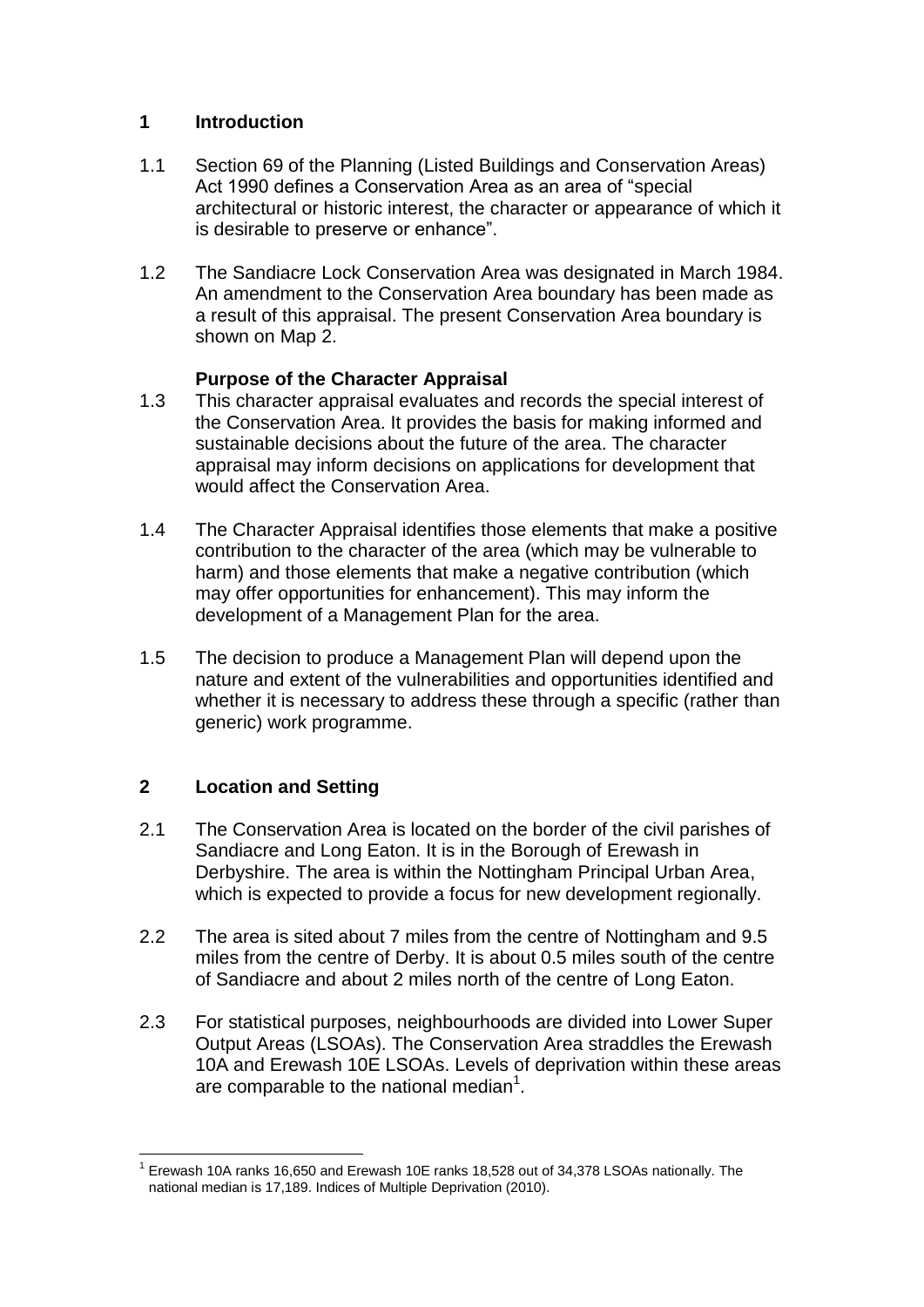## 1 Introduction

1.1 Section 69 of the Planning (Listed Buildings and Conservation Areas) Act 1990 defines a Conservation Area as an area of "special architectural or historic interest, the character or appearance of which it is desirable to preserve or enhance".

1.2 The Sandiacre Lock Conservation Area was designated in March 1984. An amendment to the Conservation Area boundary has been made as a result of this appraisal. The present Conservation Area boundary is shown on Map 2.

### Purpose of the Character Appraisal

1.3 This character appraisal evaluates and records the special interest of the Conservation Area. It provides the basis for making informed and sustainable decisions about the future of the area. The character appraisal may inform decisions on applications for development that would affect the Conservation Area.

1.4 The Character Appraisal identifies those elements that make a positive contribution to the character of the area (which may be vulnerable to harm) and those elements that make a negative contribution (which may offer opportunities for enhancement). This may inform the development of a Management Plan for the area.

1.5 The decision to produce a Management Plan will depend upon the nature and extent of the vulnerabilities and opportunities identified and whether it is necessary to address these through a specific (rather than generic) work programme.

## 2 Location and Setting

2.1 The Conservation Area is located on the border of the civil parishes of Sandiacre and Long Eaton. It is in the Borough of Erewash in Derbyshire. The area is within the Nottingham Principal Urban Area, which is expected to provide a focus for new development regionally.

2.2 The area is sited about 7 miles from the centre of Nottingham and 9.5 miles from the centre of Derby. It is about 0.5 miles south of the centre of Sandiacre and about 2 miles north of the centre of Long Eaton.

2.3 For statistical purposes, neighbourhoods are divided into Lower Super Output Areas (LSOAs). The Conservation Area straddles the Erewash 10A and Erewash 10E LSOAs. Levels of deprivation within these areas are comparable to the national median[1].

[1] Erewash 10A ranks 16,650 and Erewash 10E ranks 18,528 out of 34,378 LSOAs nationally. The national median is 17,189. Indices of Multiple Deprivation (2010).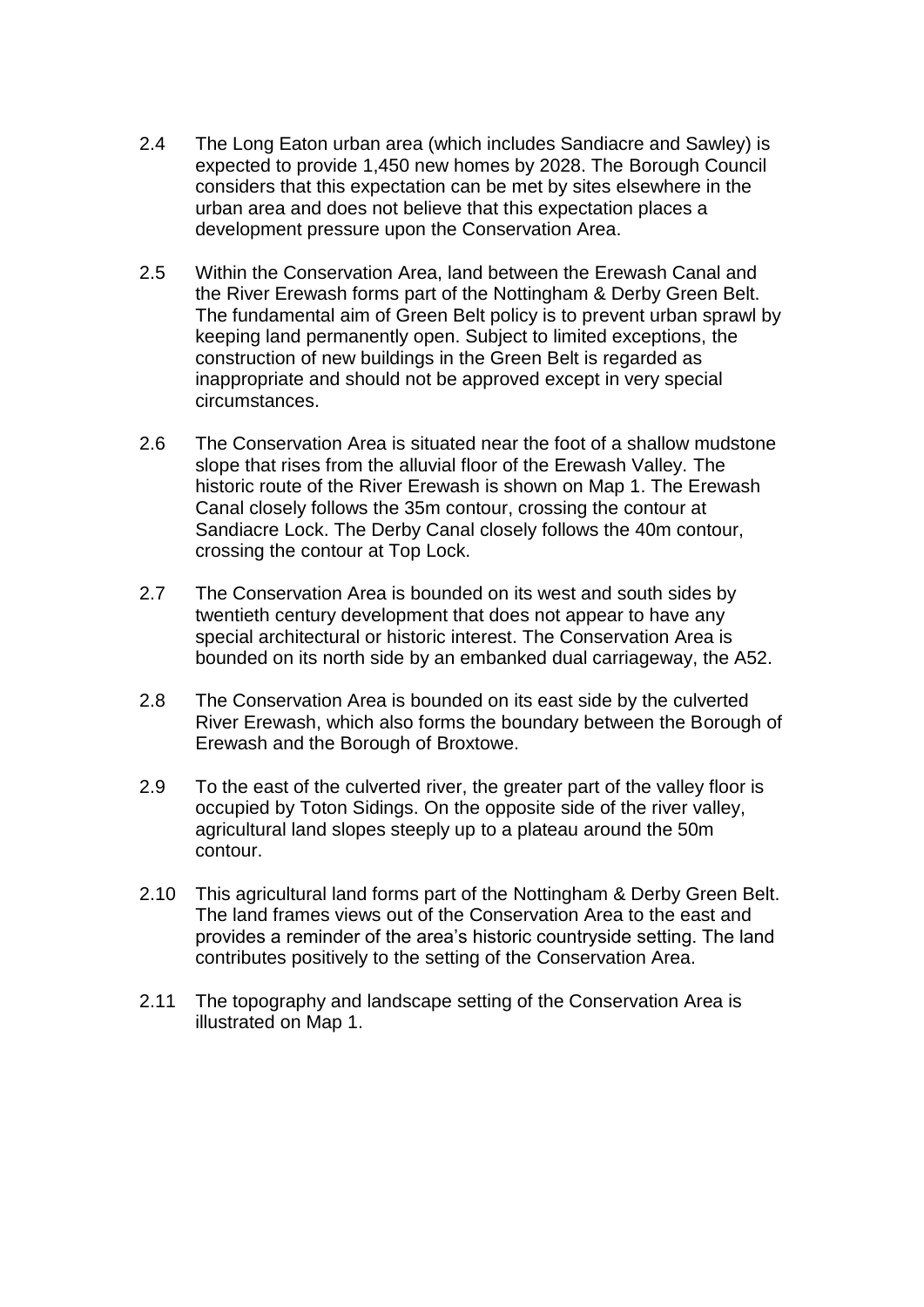2.4 The Long Eaton urban area (which includes Sandiacre and Sawley) is expected to provide 1,450 new homes by 2028. The Borough Council considers that this expectation can be met by sites elsewhere in the urban area and does not believe that this expectation places a development pressure upon the Conservation Area.

2.5 Within the Conservation Area, land between the Erewash Canal and the River Erewash forms part of the Nottingham & Derby Green Belt. The fundamental aim of Green Belt policy is to prevent urban sprawl by keeping land permanently open. Subject to limited exceptions, the construction of new buildings in the Green Belt is regarded as inappropriate and should not be approved except in very special circumstances.

2.6 The Conservation Area is situated near the foot of a shallow mudstone slope that rises from the alluvial floor of the Erewash Valley. The historic route of the River Erewash is shown on Map 1. The Erewash Canal closely follows the 35m contour, crossing the contour at Sandiacre Lock. The Derby Canal closely follows the 40m contour, crossing the contour at Top Lock.

2.7 The Conservation Area is bounded on its west and south sides by twentieth century development that does not appear to have any special architectural or historic interest. The Conservation Area is bounded on its north side by an embanked dual carriageway, the A52.

2.8 The Conservation Area is bounded on its east side by the culverted River Erewash, which also forms the boundary between the Borough of Erewash and the Borough of Broxtowe.

2.9 To the east of the culverted river, the greater part of the valley floor is occupied by Toton Sidings. On the opposite side of the river valley, agricultural land slopes steeply up to a plateau around the 50m contour.

2.10 This agricultural land forms part of the Nottingham & Derby Green Belt. The land frames views out of the Conservation Area to the east and provides a reminder of the area's historic countryside setting. The land contributes positively to the setting of the Conservation Area.

2.11 The topography and landscape setting of the Conservation Area is illustrated on Map 1.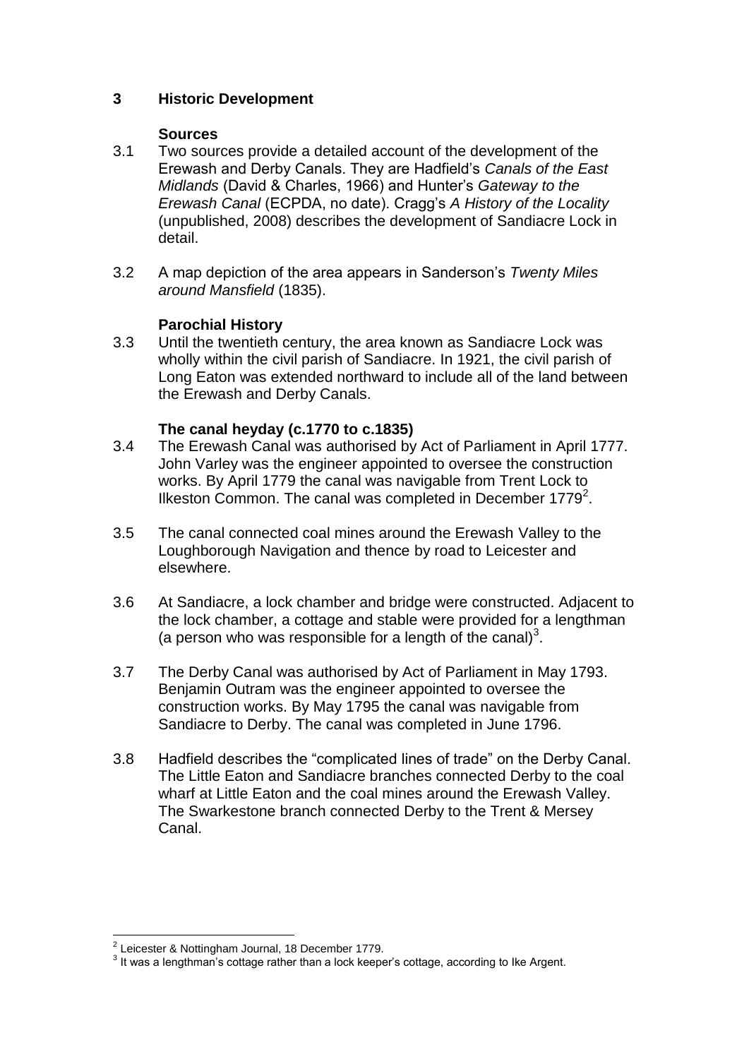## 3 Historic Development

### Sources

3.1 Two sources provide a detailed account of the development of the Erewash and Derby Canals. They are Hadfield's *Canals of the East Midlands* (David & Charles, 1966) and Hunter's *Gateway to the Erewash Canal* (ECPDA, no date). Cragg's *A History of the Locality* (unpublished, 2008) describes the development of Sandiacre Lock in detail.

3.2 A map depiction of the area appears in Sanderson's *Twenty Miles around Mansfield* (1835).

### Parochial History

3.3 Until the twentieth century, the area known as Sandiacre Lock was wholly within the civil parish of Sandiacre. In 1921, the civil parish of Long Eaton was extended northward to include all of the land between the Erewash and Derby Canals.

### The canal heyday (c.1770 to c.1835)

3.4 The Erewash Canal was authorised by Act of Parliament in April 1777. John Varley was the engineer appointed to oversee the construction works. By April 1779 the canal was navigable from Trent Lock to Ilkeston Common. The canal was completed in December 1779[2].

3.5 The canal connected coal mines around the Erewash Valley to the Loughborough Navigation and thence by road to Leicester and elsewhere.

3.6 At Sandiacre, a lock chamber and bridge were constructed. Adjacent to the lock chamber, a cottage and stable were provided for a lengthman (a person who was responsible for a length of the canal)[3].

3.7 The Derby Canal was authorised by Act of Parliament in May 1793. Benjamin Outram was the engineer appointed to oversee the construction works. By May 1795 the canal was navigable from Sandiacre to Derby. The canal was completed in June 1796.

3.8 Hadfield describes the "complicated lines of trade" on the Derby Canal. The Little Eaton and Sandiacre branches connected Derby to the coal wharf at Little Eaton and the coal mines around the Erewash Valley. The Swarkestone branch connected Derby to the Trent & Mersey Canal.

---

[2] Leicester & Nottingham Journal, 18 December 1779.

[3] It was a lengthman's cottage rather than a lock keeper's cottage, according to Ike Argent.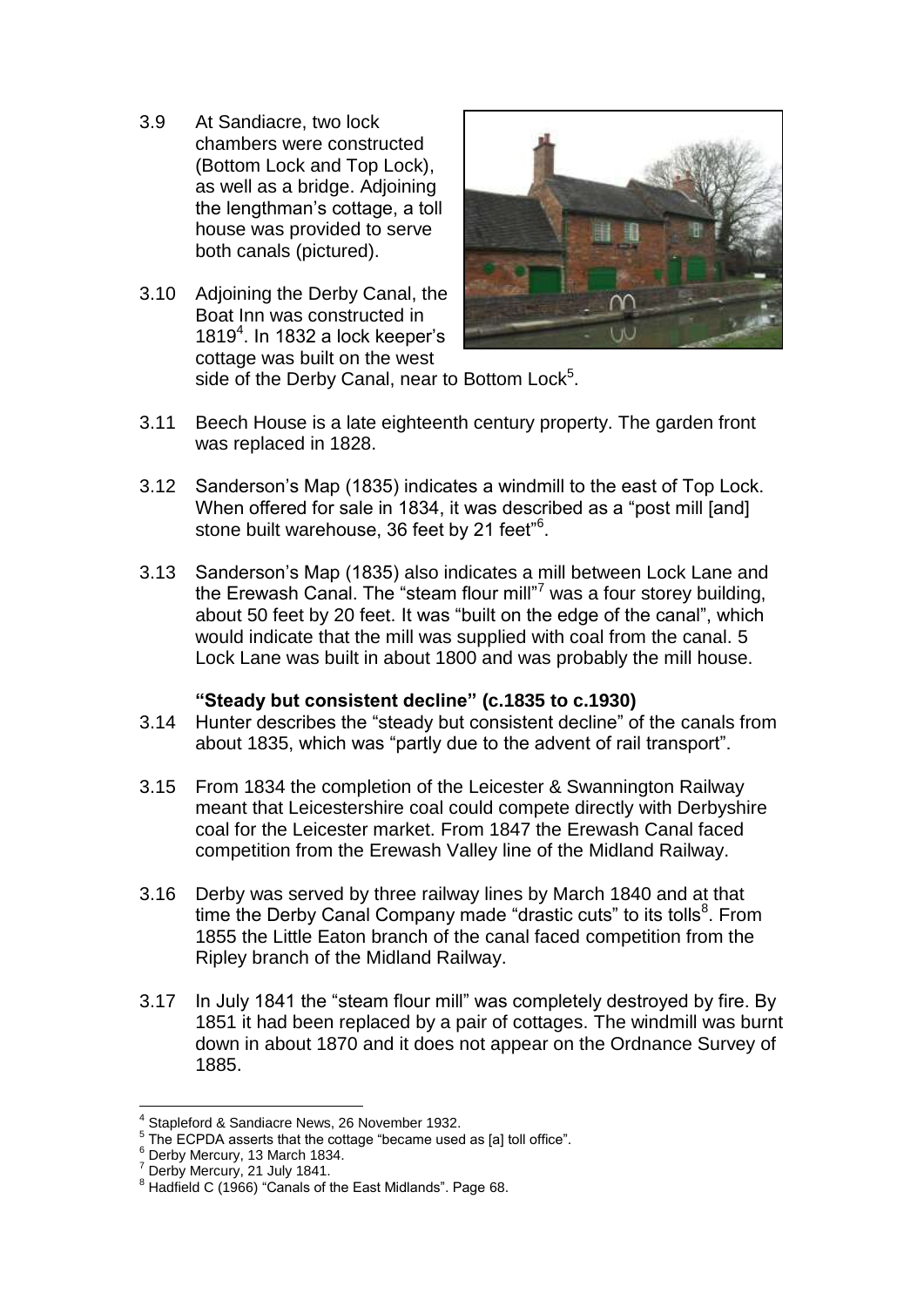3.9 At Sandiacre, two lock chambers were constructed (Bottom Lock and Top Lock), as well as a bridge. Adjoining the lengthman's cottage, a toll house was provided to serve both canals (pictured).

3.10 Adjoining the Derby Canal, the Boat Inn was constructed in 1819[4]. In 1832 a lock keeper's cottage was built on the west side of the Derby Canal, near to Bottom Lock[5].

3.11 Beech House is a late eighteenth century property. The garden front was replaced in 1828.

3.12 Sanderson's Map (1835) indicates a windmill to the east of Top Lock. When offered for sale in 1834, it was described as a "post mill [and] stone built warehouse, 36 feet by 21 feet"[6].

3.13 Sanderson's Map (1835) also indicates a mill between Lock Lane and the Erewash Canal. The "steam flour mill"[7] was a four storey building, about 50 feet by 20 feet. It was "built on the edge of the canal", which would indicate that the mill was supplied with coal from the canal. 5 Lock Lane was built in about 1800 and was probably the mill house.

### "Steady but consistent decline" (c.1835 to c.1930)

3.14 Hunter describes the "steady but consistent decline" of the canals from about 1835, which was "partly due to the advent of rail transport".

3.15 From 1834 the completion of the Leicester & Swannington Railway meant that Leicestershire coal could compete directly with Derbyshire coal for the Leicester market. From 1847 the Erewash Canal faced competition from the Erewash Valley line of the Midland Railway.

3.16 Derby was served by three railway lines by March 1840 and at that time the Derby Canal Company made "drastic cuts" to its tolls[8]. From 1855 the Little Eaton branch of the canal faced competition from the Ripley branch of the Midland Railway.

3.17 In July 1841 the "steam flour mill" was completely destroyed by fire. By 1851 it had been replaced by a pair of cottages. The windmill was burnt down in about 1870 and it does not appear on the Ordnance Survey of 1885.

---

[4] Stapleford & Sandiacre News, 26 November 1932.

[5] The ECPDA asserts that the cottage "became used as [a] toll office".

[6] Derby Mercury, 13 March 1834.

[7] Derby Mercury, 21 July 1841.

[8] Hadfield C (1966) "Canals of the East Midlands". Page 68.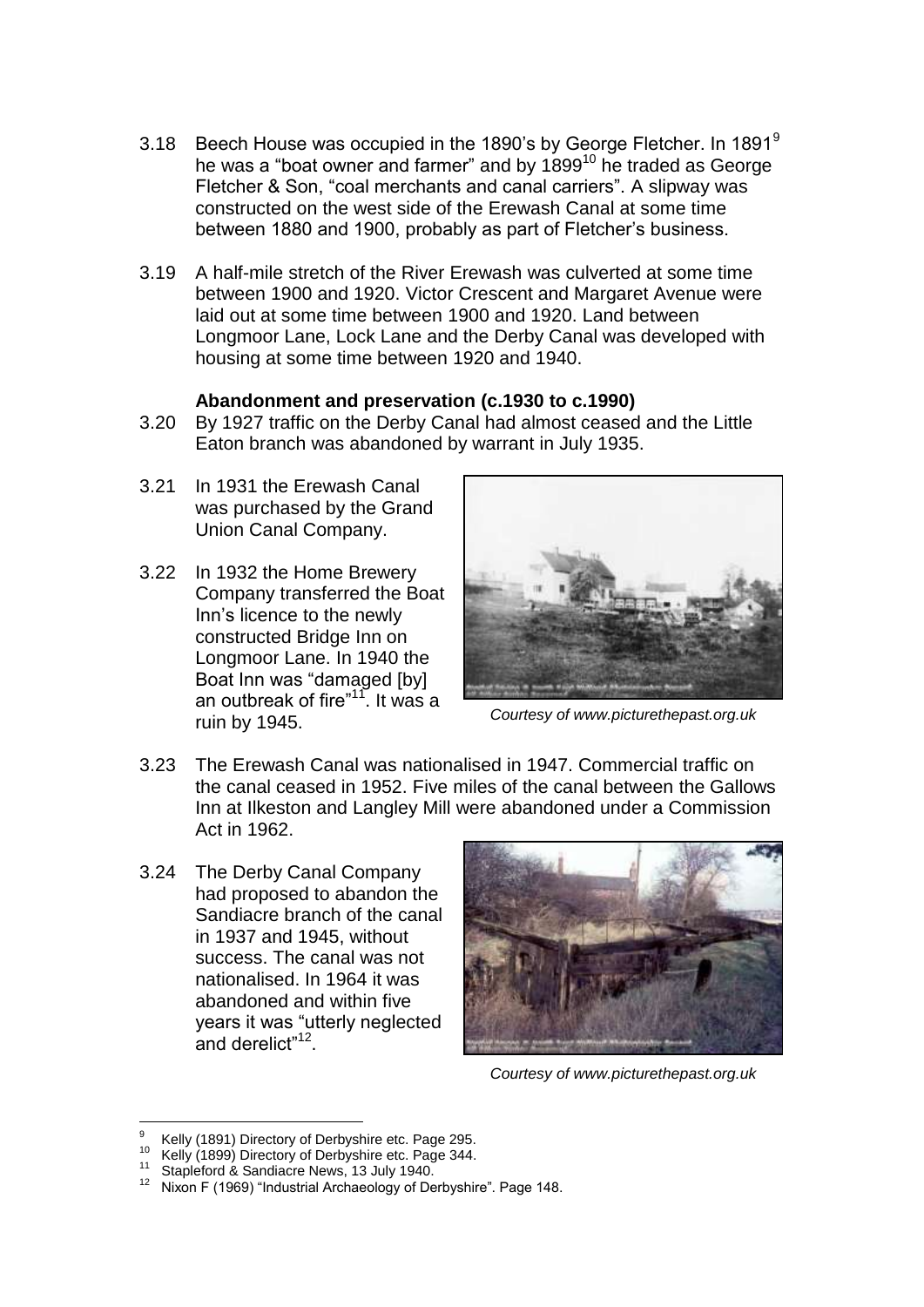3.18 Beech House was occupied in the 1890's by George Fletcher. In 1891[9] he was a "boat owner and farmer" and by 1899[10] he traded as George Fletcher & Son, "coal merchants and canal carriers". A slipway was constructed on the west side of the Erewash Canal at some time between 1880 and 1900, probably as part of Fletcher's business.

3.19 A half-mile stretch of the River Erewash was culverted at some time between 1900 and 1920. Victor Crescent and Margaret Avenue were laid out at some time between 1900 and 1920. Land between Longmoor Lane, Lock Lane and the Derby Canal was developed with housing at some time between 1920 and 1940.

**Abandonment and preservation (c.1930 to c.1990)**

3.20 By 1927 traffic on the Derby Canal had almost ceased and the Little Eaton branch was abandoned by warrant in July 1935.

3.21 In 1931 the Erewash Canal was purchased by the Grand Union Canal Company.

3.22 In 1932 the Home Brewery Company transferred the Boat Inn's licence to the newly constructed Bridge Inn on Longmoor Lane. In 1940 the Boat Inn was "damaged [by] an outbreak of fire"[11]. It was a ruin by 1945.

*Courtesy of www.picturethepast.org.uk*

3.23 The Erewash Canal was nationalised in 1947. Commercial traffic on the canal ceased in 1952. Five miles of the canal between the Gallows Inn at Ilkeston and Langley Mill were abandoned under a Commission Act in 1962.

3.24 The Derby Canal Company had proposed to abandon the Sandiacre branch of the canal in 1937 and 1945, without success. The canal was not nationalised. In 1964 it was abandoned and within five years it was "utterly neglected and derelict"[12].

*Courtesy of www.picturethepast.org.uk*

---

[9] Kelly (1891) Directory of Derbyshire etc. Page 295.
[10] Kelly (1899) Directory of Derbyshire etc. Page 344.
[11] Stapleford & Sandiacre News, 13 July 1940.
[12] Nixon F (1969) "Industrial Archaeology of Derbyshire". Page 148.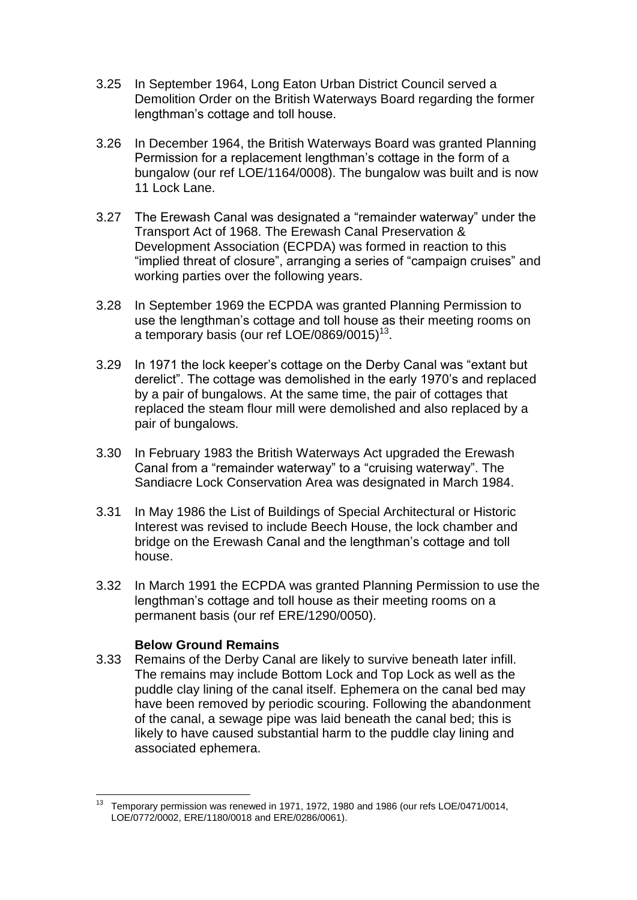3.25 In September 1964, Long Eaton Urban District Council served a Demolition Order on the British Waterways Board regarding the former lengthman's cottage and toll house.

3.26 In December 1964, the British Waterways Board was granted Planning Permission for a replacement lengthman's cottage in the form of a bungalow (our ref LOE/1164/0008). The bungalow was built and is now 11 Lock Lane.

3.27 The Erewash Canal was designated a "remainder waterway" under the Transport Act of 1968. The Erewash Canal Preservation & Development Association (ECPDA) was formed in reaction to this "implied threat of closure", arranging a series of "campaign cruises" and working parties over the following years.

3.28 In September 1969 the ECPDA was granted Planning Permission to use the lengthman's cottage and toll house as their meeting rooms on a temporary basis (our ref LOE/0869/0015)[13].

3.29 In 1971 the lock keeper's cottage on the Derby Canal was "extant but derelict". The cottage was demolished in the early 1970's and replaced by a pair of bungalows. At the same time, the pair of cottages that replaced the steam flour mill were demolished and also replaced by a pair of bungalows.

3.30 In February 1983 the British Waterways Act upgraded the Erewash Canal from a "remainder waterway" to a "cruising waterway". The Sandiacre Lock Conservation Area was designated in March 1984.

3.31 In May 1986 the List of Buildings of Special Architectural or Historic Interest was revised to include Beech House, the lock chamber and bridge on the Erewash Canal and the lengthman's cottage and toll house.

3.32 In March 1991 the ECPDA was granted Planning Permission to use the lengthman's cottage and toll house as their meeting rooms on a permanent basis (our ref ERE/1290/0050).

**Below Ground Remains**

3.33 Remains of the Derby Canal are likely to survive beneath later infill. The remains may include Bottom Lock and Top Lock as well as the puddle clay lining of the canal itself. Ephemera on the canal bed may have been removed by periodic scouring. Following the abandonment of the canal, a sewage pipe was laid beneath the canal bed; this is likely to have caused substantial harm to the puddle clay lining and associated ephemera.

---

[13] Temporary permission was renewed in 1971, 1972, 1980 and 1986 (our refs LOE/0471/0014, LOE/0772/0002, ERE/1180/0018 and ERE/0286/0061).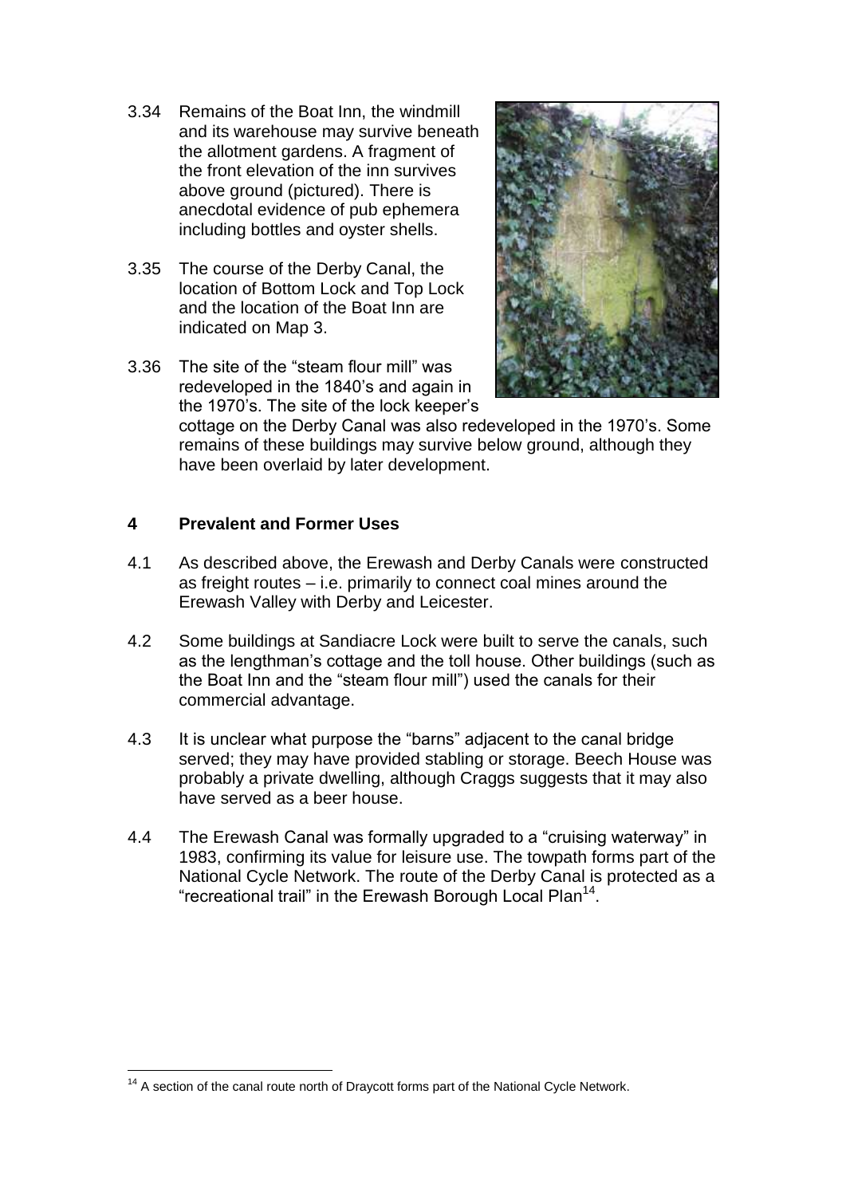3.34 Remains of the Boat Inn, the windmill and its warehouse may survive beneath the allotment gardens. A fragment of the front elevation of the inn survives above ground (pictured). There is anecdotal evidence of pub ephemera including bottles and oyster shells.

3.35 The course of the Derby Canal, the location of Bottom Lock and Top Lock and the location of the Boat Inn are indicated on Map 3.

3.36 The site of the "steam flour mill" was redeveloped in the 1840's and again in the 1970's. The site of the lock keeper's cottage on the Derby Canal was also redeveloped in the 1970's. Some remains of these buildings may survive below ground, although they have been overlaid by later development.

## 4 Prevalent and Former Uses

4.1 As described above, the Erewash and Derby Canals were constructed as freight routes – i.e. primarily to connect coal mines around the Erewash Valley with Derby and Leicester.

4.2 Some buildings at Sandiacre Lock were built to serve the canals, such as the lengthman's cottage and the toll house. Other buildings (such as the Boat Inn and the "steam flour mill") used the canals for their commercial advantage.

4.3 It is unclear what purpose the "barns" adjacent to the canal bridge served; they may have provided stabling or storage. Beech House was probably a private dwelling, although Craggs suggests that it may also have served as a beer house.

4.4 The Erewash Canal was formally upgraded to a "cruising waterway" in 1983, confirming its value for leisure use. The towpath forms part of the National Cycle Network. The route of the Derby Canal is protected as a "recreational trail" in the Erewash Borough Local Plan[14].

---

[14] A section of the canal route north of Draycott forms part of the National Cycle Network.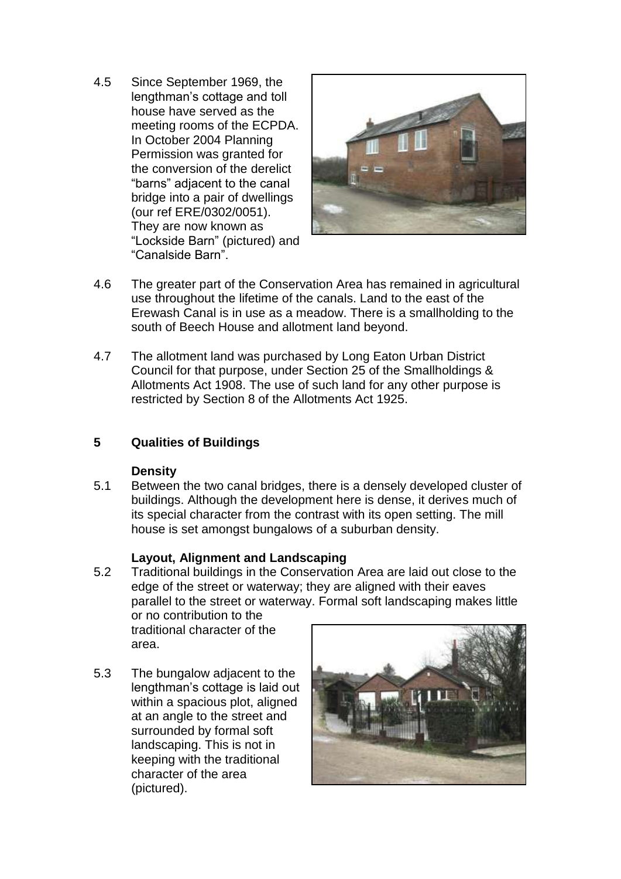4.5 Since September 1969, the lengthman's cottage and toll house have served as the meeting rooms of the ECPDA. In October 2004 Planning Permission was granted for the conversion of the derelict "barns" adjacent to the canal bridge into a pair of dwellings (our ref ERE/0302/0051). They are now known as "Lockside Barn" (pictured) and "Canalside Barn".

4.6 The greater part of the Conservation Area has remained in agricultural use throughout the lifetime of the canals. Land to the east of the Erewash Canal is in use as a meadow. There is a smallholding to the south of Beech House and allotment land beyond.

4.7 The allotment land was purchased by Long Eaton Urban District Council for that purpose, under Section 25 of the Smallholdings & Allotments Act 1908. The use of such land for any other purpose is restricted by Section 8 of the Allotments Act 1925.

## 5 Qualities of Buildings

### Density

5.1 Between the two canal bridges, there is a densely developed cluster of buildings. Although the development here is dense, it derives much of its special character from the contrast with its open setting. The mill house is set amongst bungalows of a suburban density.

### Layout, Alignment and Landscaping

5.2 Traditional buildings in the Conservation Area are laid out close to the edge of the street or waterway; they are aligned with their eaves parallel to the street or waterway. Formal soft landscaping makes little or no contribution to the traditional character of the area.

5.3 The bungalow adjacent to the lengthman's cottage is laid out within a spacious plot, aligned at an angle to the street and surrounded by formal soft landscaping. This is not in keeping with the traditional character of the area (pictured).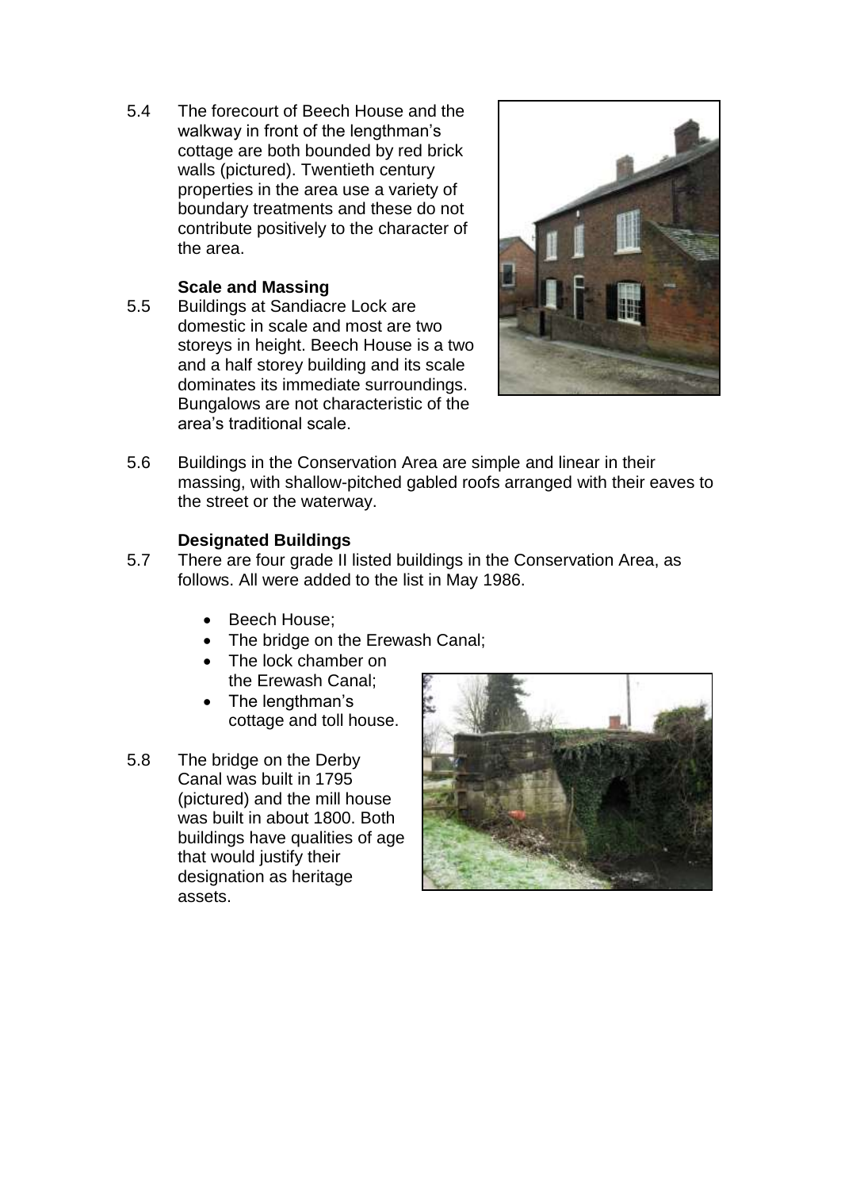5.4 The forecourt of Beech House and the walkway in front of the lengthman's cottage are both bounded by red brick walls (pictured). Twentieth century properties in the area use a variety of boundary treatments and these do not contribute positively to the character of the area.

**Scale and Massing**

5.5 Buildings at Sandiacre Lock are domestic in scale and most are two storeys in height. Beech House is a two and a half storey building and its scale dominates its immediate surroundings. Bungalows are not characteristic of the area's traditional scale.

5.6 Buildings in the Conservation Area are simple and linear in their massing, with shallow-pitched gabled roofs arranged with their eaves to the street or the waterway.

**Designated Buildings**

5.7 There are four grade II listed buildings in the Conservation Area, as follows. All were added to the list in May 1986.

- Beech House;
- The bridge on the Erewash Canal;
- The lock chamber on the Erewash Canal;
- The lengthman's cottage and toll house.

5.8 The bridge on the Derby Canal was built in 1795 (pictured) and the mill house was built in about 1800. Both buildings have qualities of age that would justify their designation as heritage assets.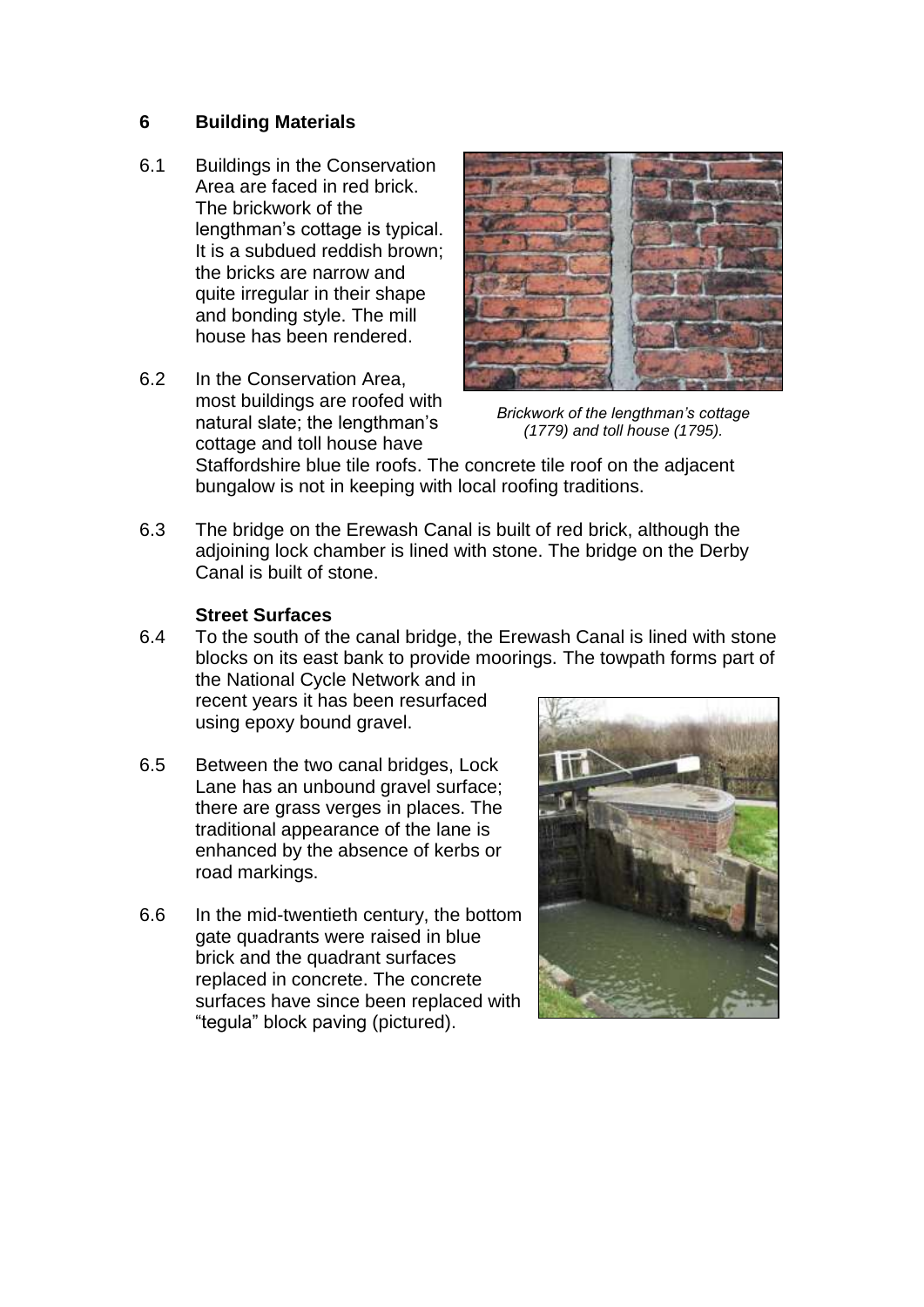## 6 Building Materials

6.1 Buildings in the Conservation Area are faced in red brick. The brickwork of the lengthman's cottage is typical. It is a subdued reddish brown; the bricks are narrow and quite irregular in their shape and bonding style. The mill house has been rendered.

*Brickwork of the lengthman's cottage (1779) and toll house (1795).*

6.2 In the Conservation Area, most buildings are roofed with natural slate; the lengthman's cottage and toll house have Staffordshire blue tile roofs. The concrete tile roof on the adjacent bungalow is not in keeping with local roofing traditions.

6.3 The bridge on the Erewash Canal is built of red brick, although the adjoining lock chamber is lined with stone. The bridge on the Derby Canal is built of stone.

### Street Surfaces

6.4 To the south of the canal bridge, the Erewash Canal is lined with stone blocks on its east bank to provide moorings. The towpath forms part of the National Cycle Network and in recent years it has been resurfaced using epoxy bound gravel.

6.5 Between the two canal bridges, Lock Lane has an unbound gravel surface; there are grass verges in places. The traditional appearance of the lane is enhanced by the absence of kerbs or road markings.

6.6 In the mid-twentieth century, the bottom gate quadrants were raised in blue brick and the quadrant surfaces replaced in concrete. The concrete surfaces have since been replaced with "tegula" block paving (pictured).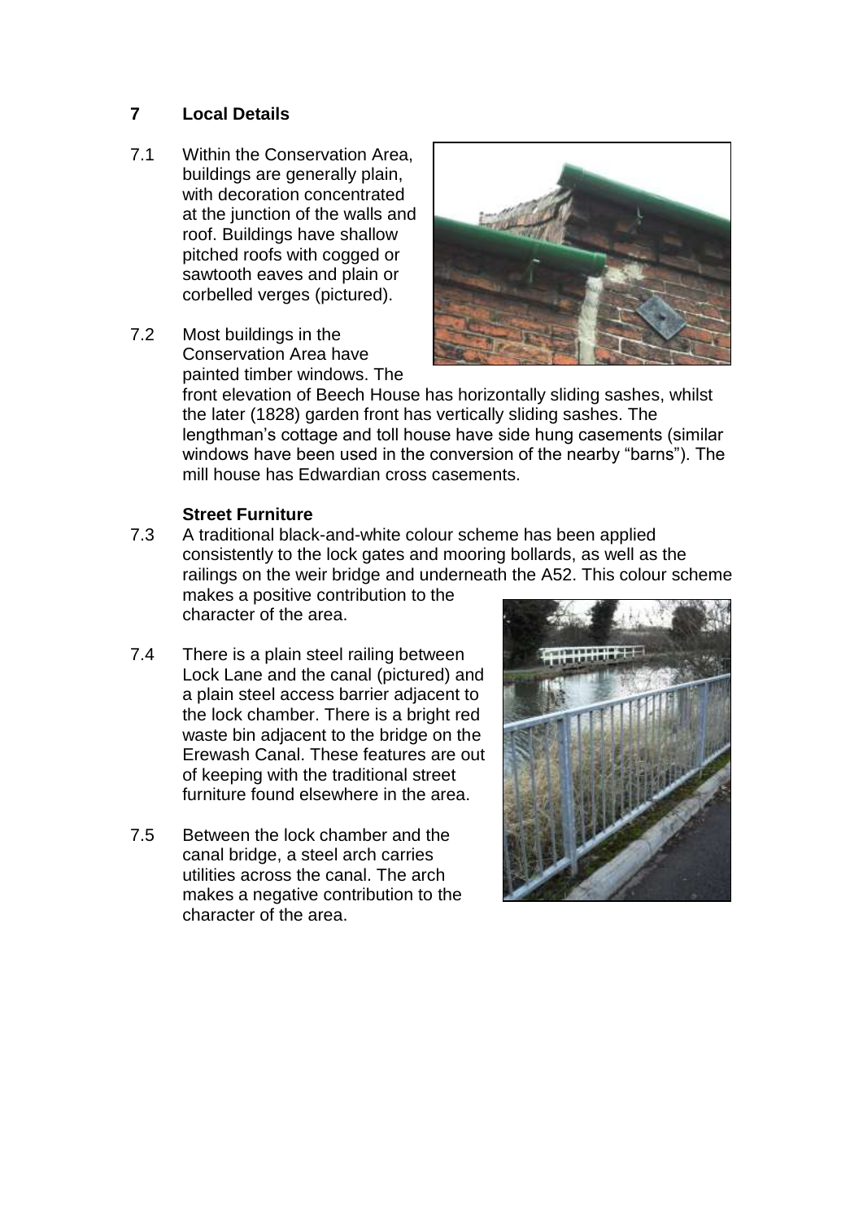## 7 Local Details

7.1 Within the Conservation Area, buildings are generally plain, with decoration concentrated at the junction of the walls and roof. Buildings have shallow pitched roofs with cogged or sawtooth eaves and plain or corbelled verges (pictured).

7.2 Most buildings in the Conservation Area have painted timber windows. The front elevation of Beech House has horizontally sliding sashes, whilst the later (1828) garden front has vertically sliding sashes. The lengthman's cottage and toll house have side hung casements (similar windows have been used in the conversion of the nearby "barns"). The mill house has Edwardian cross casements.

### Street Furniture

7.3 A traditional black-and-white colour scheme has been applied consistently to the lock gates and mooring bollards, as well as the railings on the weir bridge and underneath the A52. This colour scheme makes a positive contribution to the character of the area.

7.4 There is a plain steel railing between Lock Lane and the canal (pictured) and a plain steel access barrier adjacent to the lock chamber. There is a bright red waste bin adjacent to the bridge on the Erewash Canal. These features are out of keeping with the traditional street furniture found elsewhere in the area.

7.5 Between the lock chamber and the canal bridge, a steel arch carries utilities across the canal. The arch makes a negative contribution to the character of the area.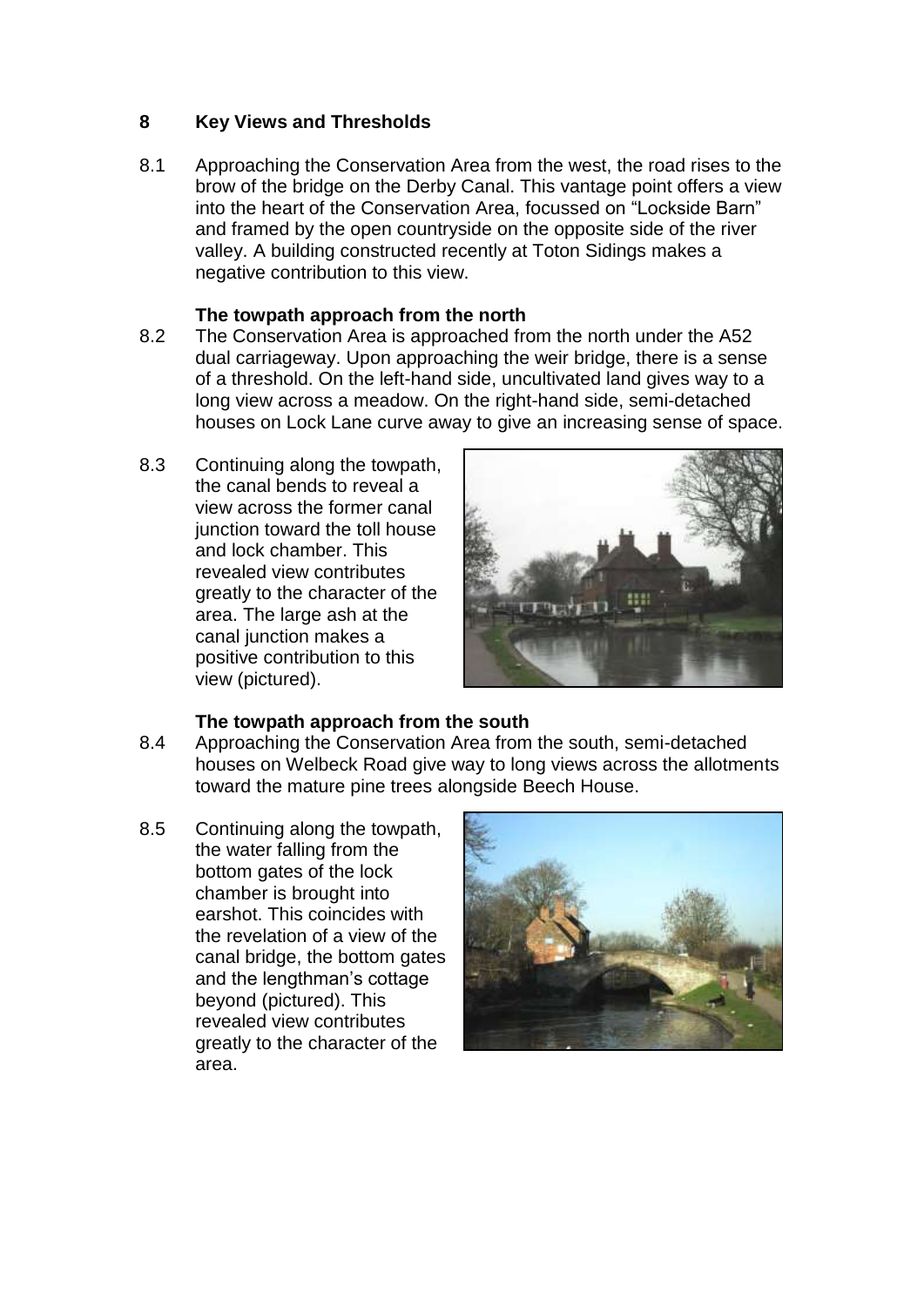## 8 Key Views and Thresholds

8.1 Approaching the Conservation Area from the west, the road rises to the brow of the bridge on the Derby Canal. This vantage point offers a view into the heart of the Conservation Area, focussed on "Lockside Barn" and framed by the open countryside on the opposite side of the river valley. A building constructed recently at Toton Sidings makes a negative contribution to this view.

### The towpath approach from the north

8.2 The Conservation Area is approached from the north under the A52 dual carriageway. Upon approaching the weir bridge, there is a sense of a threshold. On the left-hand side, uncultivated land gives way to a long view across a meadow. On the right-hand side, semi-detached houses on Lock Lane curve away to give an increasing sense of space.

8.3 Continuing along the towpath, the canal bends to reveal a view across the former canal junction toward the toll house and lock chamber. This revealed view contributes greatly to the character of the area. The large ash at the canal junction makes a positive contribution to this view (pictured).

### The towpath approach from the south

8.4 Approaching the Conservation Area from the south, semi-detached houses on Welbeck Road give way to long views across the allotments toward the mature pine trees alongside Beech House.

8.5 Continuing along the towpath, the water falling from the bottom gates of the lock chamber is brought into earshot. This coincides with the revelation of a view of the canal bridge, the bottom gates and the lengthman's cottage beyond (pictured). This revealed view contributes greatly to the character of the area.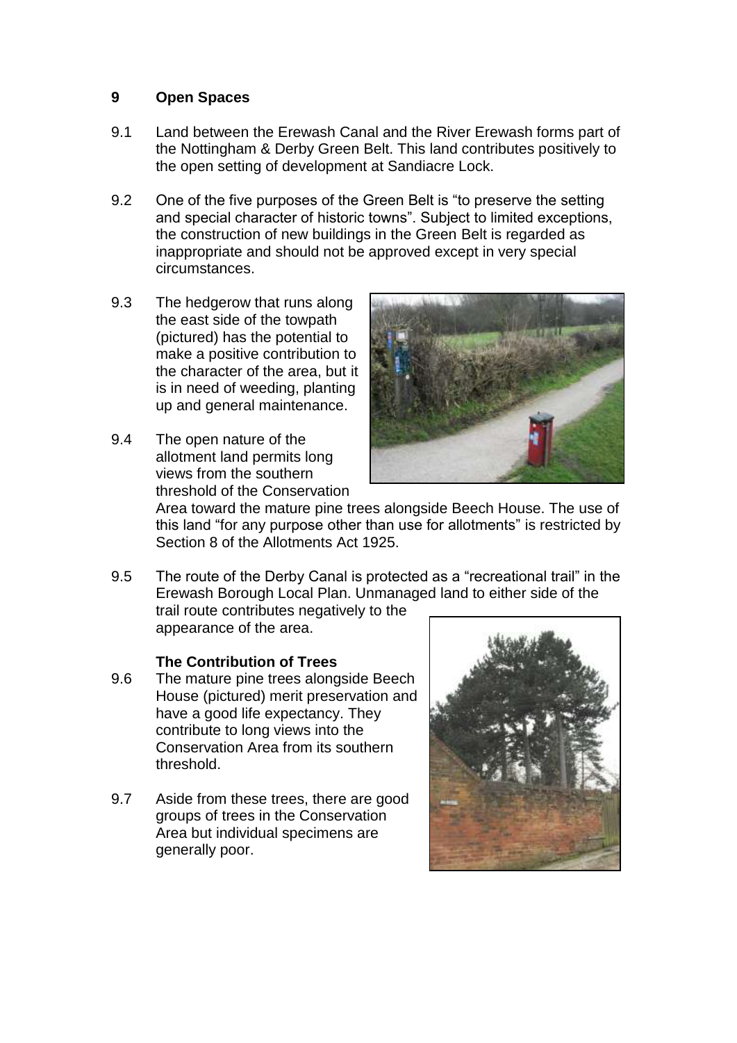## 9 Open Spaces

9.1 Land between the Erewash Canal and the River Erewash forms part of the Nottingham & Derby Green Belt. This land contributes positively to the open setting of development at Sandiacre Lock.

9.2 One of the five purposes of the Green Belt is "to preserve the setting and special character of historic towns". Subject to limited exceptions, the construction of new buildings in the Green Belt is regarded as inappropriate and should not be approved except in very special circumstances.

9.3 The hedgerow that runs along the east side of the towpath (pictured) has the potential to make a positive contribution to the character of the area, but it is in need of weeding, planting up and general maintenance.

9.4 The open nature of the allotment land permits long views from the southern threshold of the Conservation Area toward the mature pine trees alongside Beech House. The use of this land "for any purpose other than use for allotments" is restricted by Section 8 of the Allotments Act 1925.

9.5 The route of the Derby Canal is protected as a "recreational trail" in the Erewash Borough Local Plan. Unmanaged land to either side of the trail route contributes negatively to the appearance of the area.

### The Contribution of Trees

9.6 The mature pine trees alongside Beech House (pictured) merit preservation and have a good life expectancy. They contribute to long views into the Conservation Area from its southern threshold.

9.7 Aside from these trees, there are good groups of trees in the Conservation Area but individual specimens are generally poor.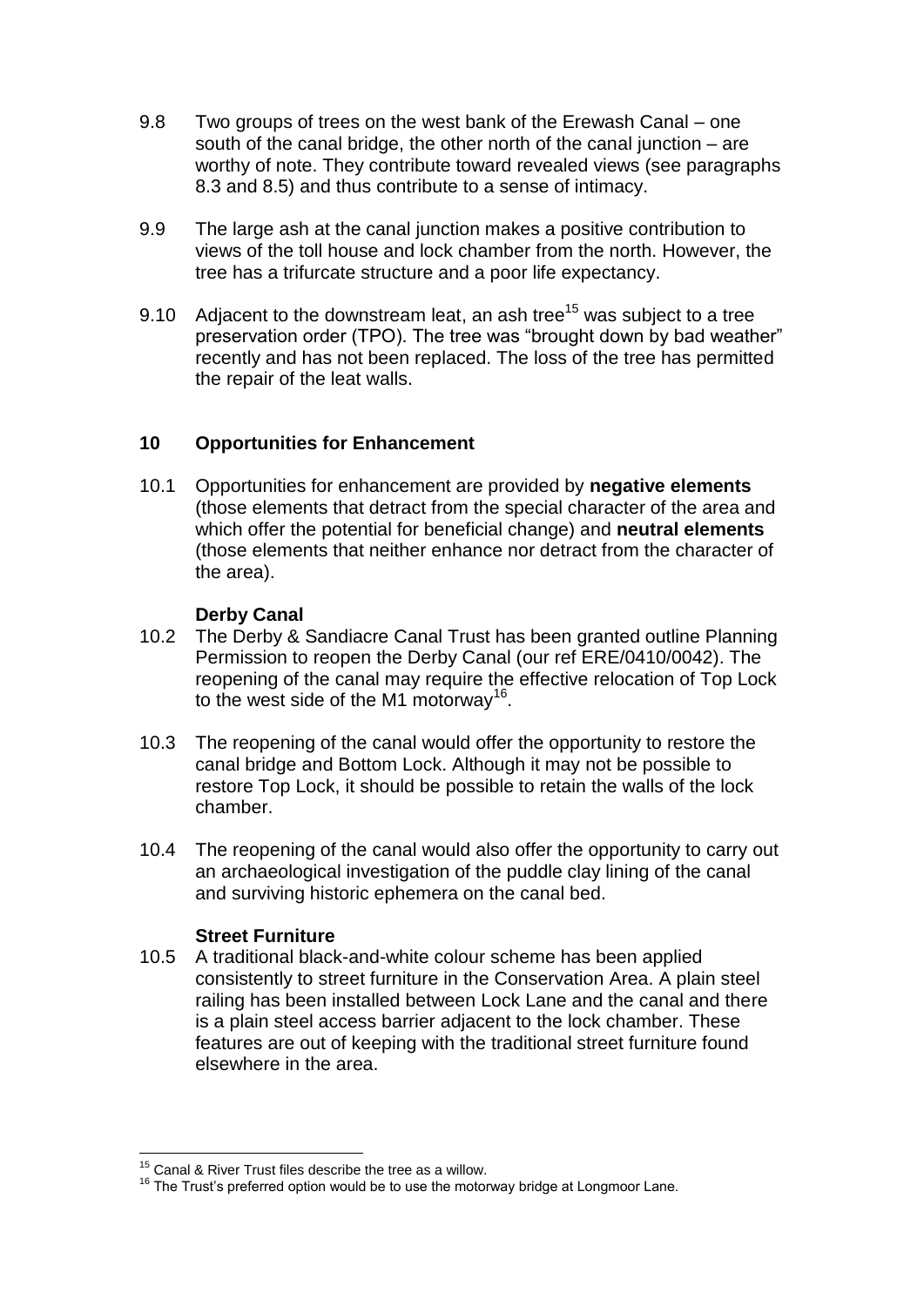9.8 Two groups of trees on the west bank of the Erewash Canal – one south of the canal bridge, the other north of the canal junction – are worthy of note. They contribute toward revealed views (see paragraphs 8.3 and 8.5) and thus contribute to a sense of intimacy.

9.9 The large ash at the canal junction makes a positive contribution to views of the toll house and lock chamber from the north. However, the tree has a trifurcate structure and a poor life expectancy.

9.10 Adjacent to the downstream leat, an ash tree[15] was subject to a tree preservation order (TPO). The tree was "brought down by bad weather" recently and has not been replaced. The loss of the tree has permitted the repair of the leat walls.

## 10 Opportunities for Enhancement

10.1 Opportunities for enhancement are provided by **negative elements** (those elements that detract from the special character of the area and which offer the potential for beneficial change) and **neutral elements** (those elements that neither enhance nor detract from the character of the area).

### Derby Canal

10.2 The Derby & Sandiacre Canal Trust has been granted outline Planning Permission to reopen the Derby Canal (our ref ERE/0410/0042). The reopening of the canal may require the effective relocation of Top Lock to the west side of the M1 motorway[16].

10.3 The reopening of the canal would offer the opportunity to restore the canal bridge and Bottom Lock. Although it may not be possible to restore Top Lock, it should be possible to retain the walls of the lock chamber.

10.4 The reopening of the canal would also offer the opportunity to carry out an archaeological investigation of the puddle clay lining of the canal and surviving historic ephemera on the canal bed.

### Street Furniture

10.5 A traditional black-and-white colour scheme has been applied consistently to street furniture in the Conservation Area. A plain steel railing has been installed between Lock Lane and the canal and there is a plain steel access barrier adjacent to the lock chamber. These features are out of keeping with the traditional street furniture found elsewhere in the area.

---

[15] Canal & River Trust files describe the tree as a willow.

[16] The Trust's preferred option would be to use the motorway bridge at Longmoor Lane.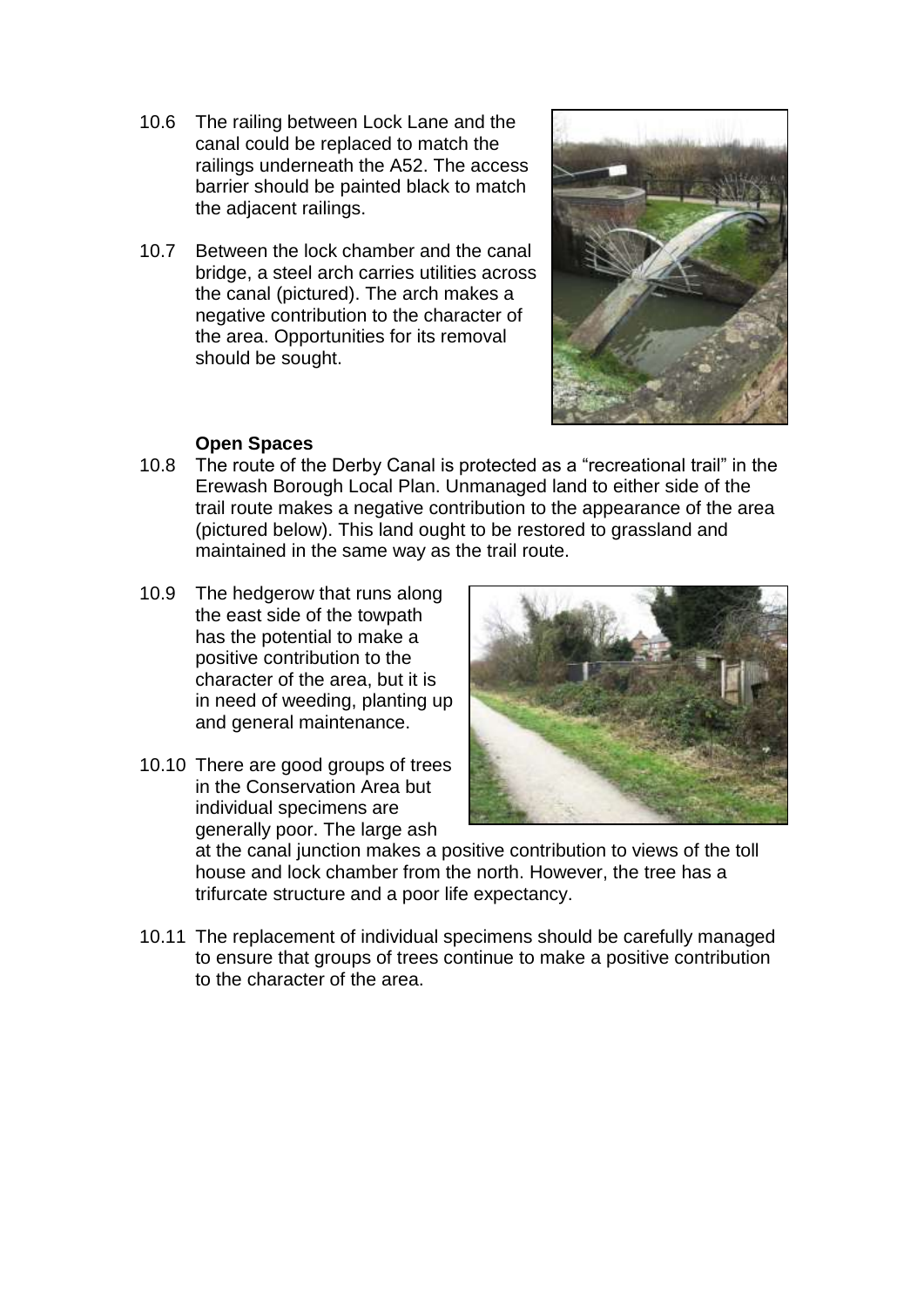10.6 The railing between Lock Lane and the canal could be replaced to match the railings underneath the A52. The access barrier should be painted black to match the adjacent railings.

10.7 Between the lock chamber and the canal bridge, a steel arch carries utilities across the canal (pictured). The arch makes a negative contribution to the character of the area. Opportunities for its removal should be sought.

**Open Spaces**

10.8 The route of the Derby Canal is protected as a "recreational trail" in the Erewash Borough Local Plan. Unmanaged land to either side of the trail route makes a negative contribution to the appearance of the area (pictured below). This land ought to be restored to grassland and maintained in the same way as the trail route.

10.9 The hedgerow that runs along the east side of the towpath has the potential to make a positive contribution to the character of the area, but it is in need of weeding, planting up and general maintenance.

10.10 There are good groups of trees in the Conservation Area but individual specimens are generally poor. The large ash at the canal junction makes a positive contribution to views of the toll house and lock chamber from the north. However, the tree has a trifurcate structure and a poor life expectancy.

10.11 The replacement of individual specimens should be carefully managed to ensure that groups of trees continue to make a positive contribution to the character of the area.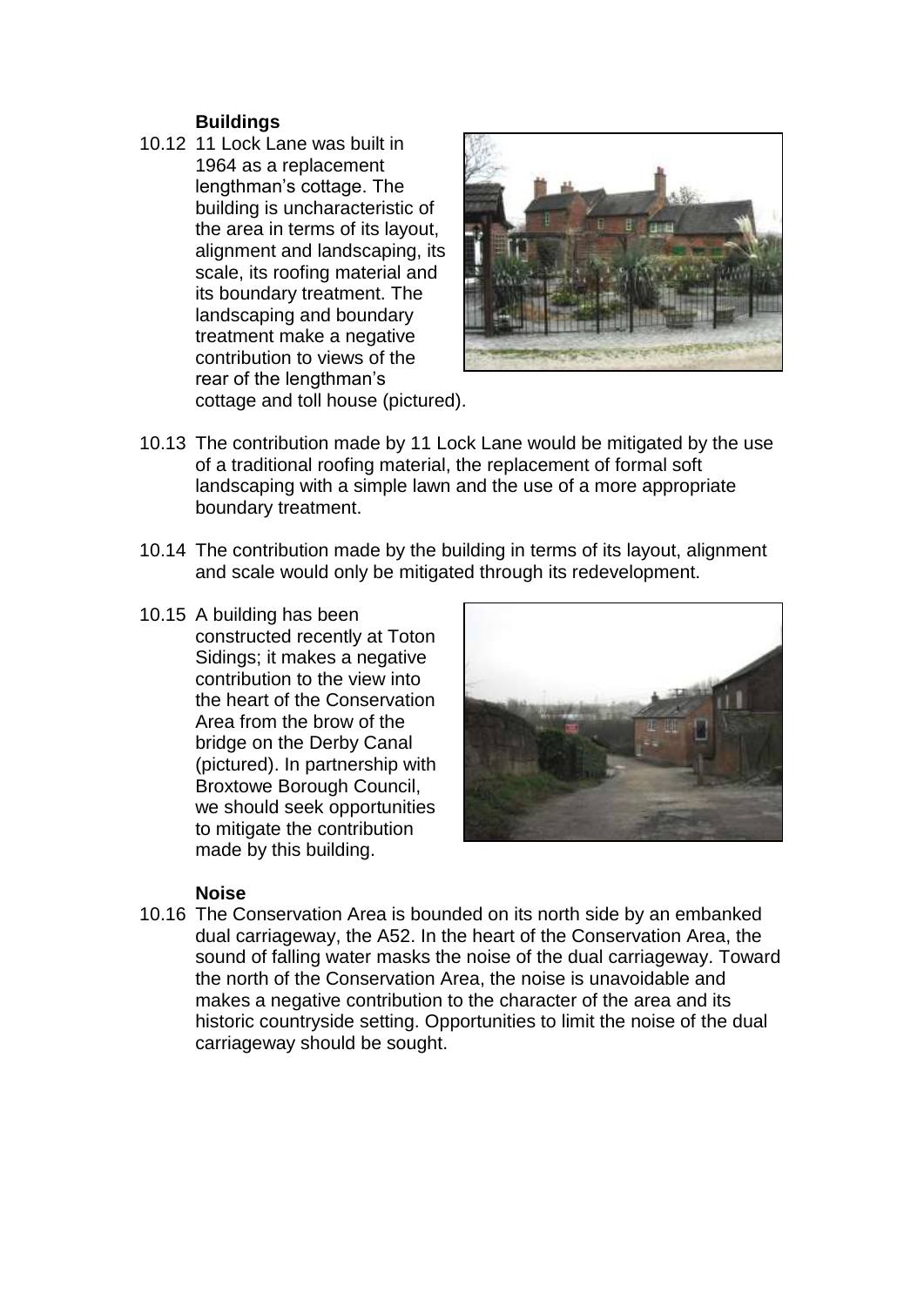### Buildings

10.12 11 Lock Lane was built in 1964 as a replacement lengthman's cottage. The building is uncharacteristic of the area in terms of its layout, alignment and landscaping, its scale, its roofing material and its boundary treatment. The landscaping and boundary treatment make a negative contribution to views of the rear of the lengthman's cottage and toll house (pictured).

10.13 The contribution made by 11 Lock Lane would be mitigated by the use of a traditional roofing material, the replacement of formal soft landscaping with a simple lawn and the use of a more appropriate boundary treatment.

10.14 The contribution made by the building in terms of its layout, alignment and scale would only be mitigated through its redevelopment.

10.15 A building has been constructed recently at Toton Sidings; it makes a negative contribution to the view into the heart of the Conservation Area from the brow of the bridge on the Derby Canal (pictured). In partnership with Broxtowe Borough Council, we should seek opportunities to mitigate the contribution made by this building.

### Noise

10.16 The Conservation Area is bounded on its north side by an embanked dual carriageway, the A52. In the heart of the Conservation Area, the sound of falling water masks the noise of the dual carriageway. Toward the north of the Conservation Area, the noise is unavoidable and makes a negative contribution to the character of the area and its historic countryside setting. Opportunities to limit the noise of the dual carriageway should be sought.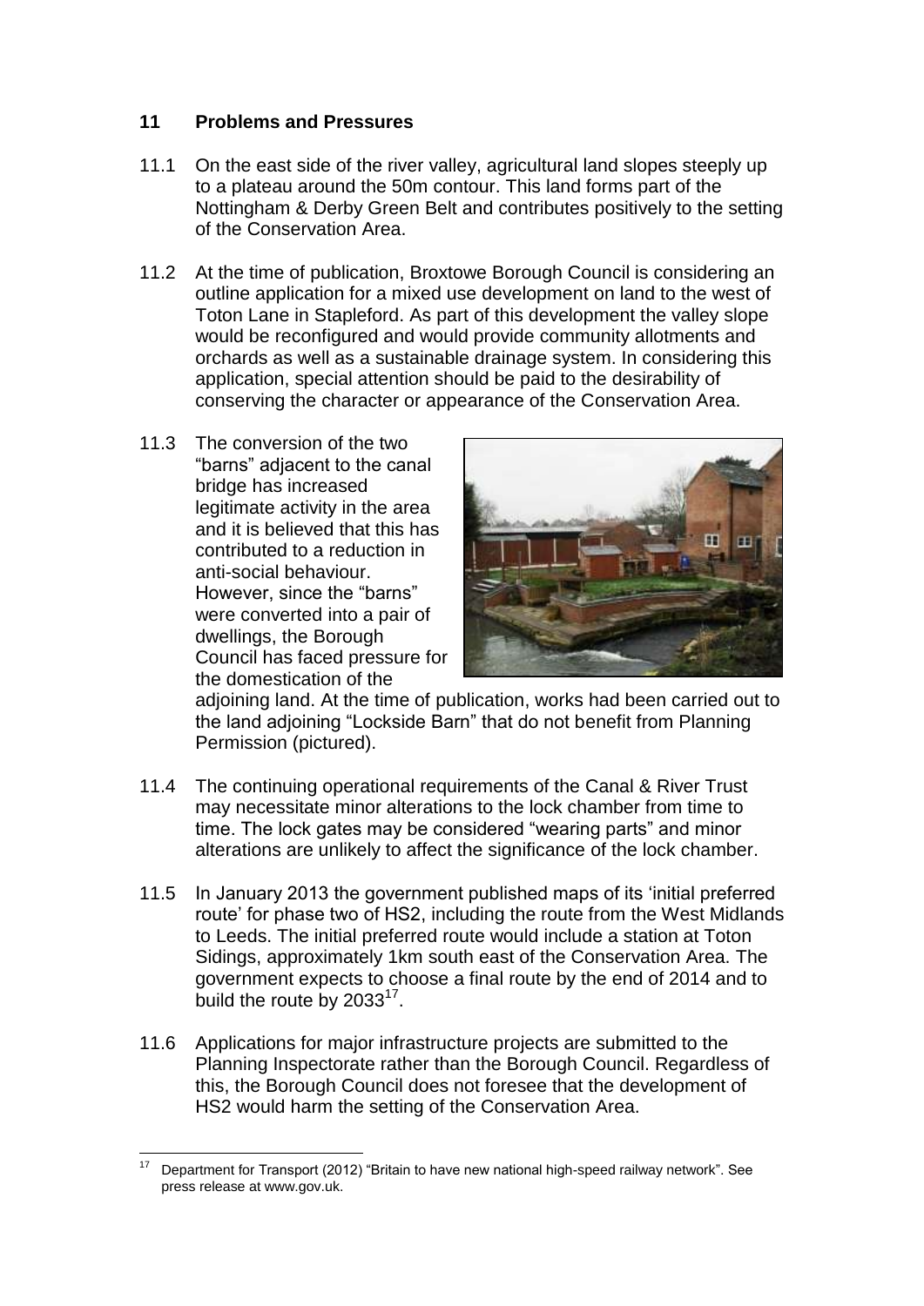## 11 Problems and Pressures

11.1 On the east side of the river valley, agricultural land slopes steeply up to a plateau around the 50m contour. This land forms part of the Nottingham & Derby Green Belt and contributes positively to the setting of the Conservation Area.

11.2 At the time of publication, Broxtowe Borough Council is considering an outline application for a mixed use development on land to the west of Toton Lane in Stapleford. As part of this development the valley slope would be reconfigured and would provide community allotments and orchards as well as a sustainable drainage system. In considering this application, special attention should be paid to the desirability of conserving the character or appearance of the Conservation Area.

11.3 The conversion of the two "barns" adjacent to the canal bridge has increased legitimate activity in the area and it is believed that this has contributed to a reduction in anti-social behaviour. However, since the "barns" were converted into a pair of dwellings, the Borough Council has faced pressure for the domestication of the adjoining land. At the time of publication, works had been carried out to the land adjoining "Lockside Barn" that do not benefit from Planning Permission (pictured).

11.4 The continuing operational requirements of the Canal & River Trust may necessitate minor alterations to the lock chamber from time to time. The lock gates may be considered "wearing parts" and minor alterations are unlikely to affect the significance of the lock chamber.

11.5 In January 2013 the government published maps of its 'initial preferred route' for phase two of HS2, including the route from the West Midlands to Leeds. The initial preferred route would include a station at Toton Sidings, approximately 1km south east of the Conservation Area. The government expects to choose a final route by the end of 2014 and to build the route by 2033[17].

11.6 Applications for major infrastructure projects are submitted to the Planning Inspectorate rather than the Borough Council. Regardless of this, the Borough Council does not foresee that the development of HS2 would harm the setting of the Conservation Area.

---

[17] Department for Transport (2012) "Britain to have new national high-speed railway network". See press release at www.gov.uk.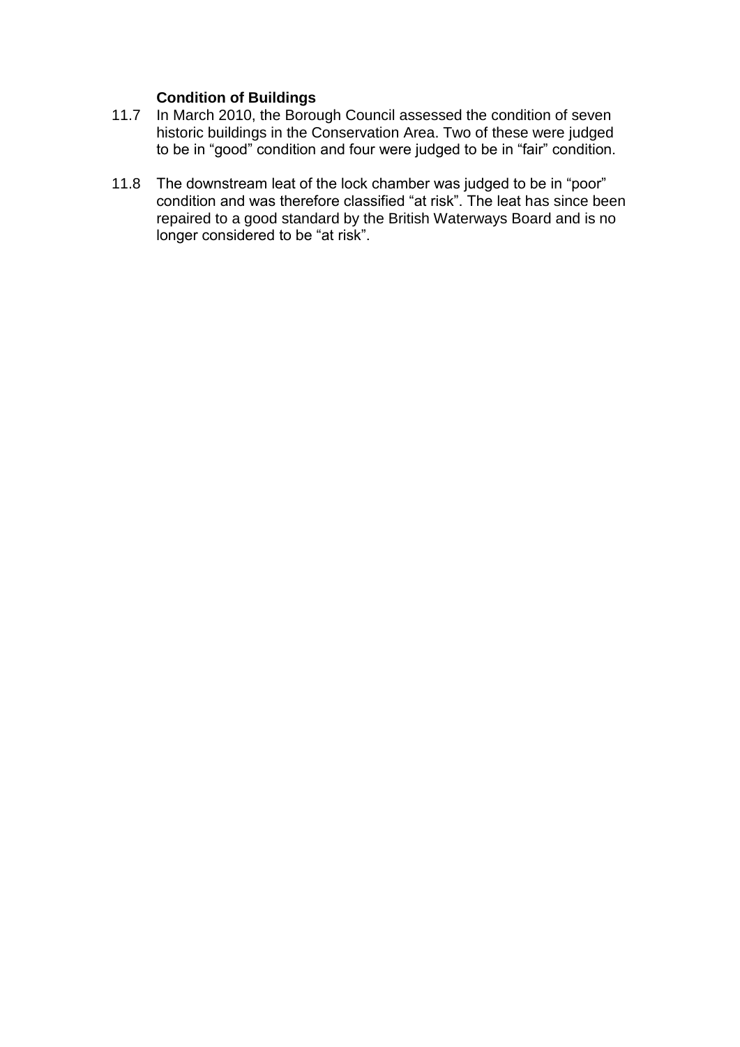**Condition of Buildings**

11.7 In March 2010, the Borough Council assessed the condition of seven historic buildings in the Conservation Area. Two of these were judged to be in "good" condition and four were judged to be in "fair" condition.

11.8 The downstream leat of the lock chamber was judged to be in "poor" condition and was therefore classified "at risk". The leat has since been repaired to a good standard by the British Waterways Board and is no longer considered to be "at risk".